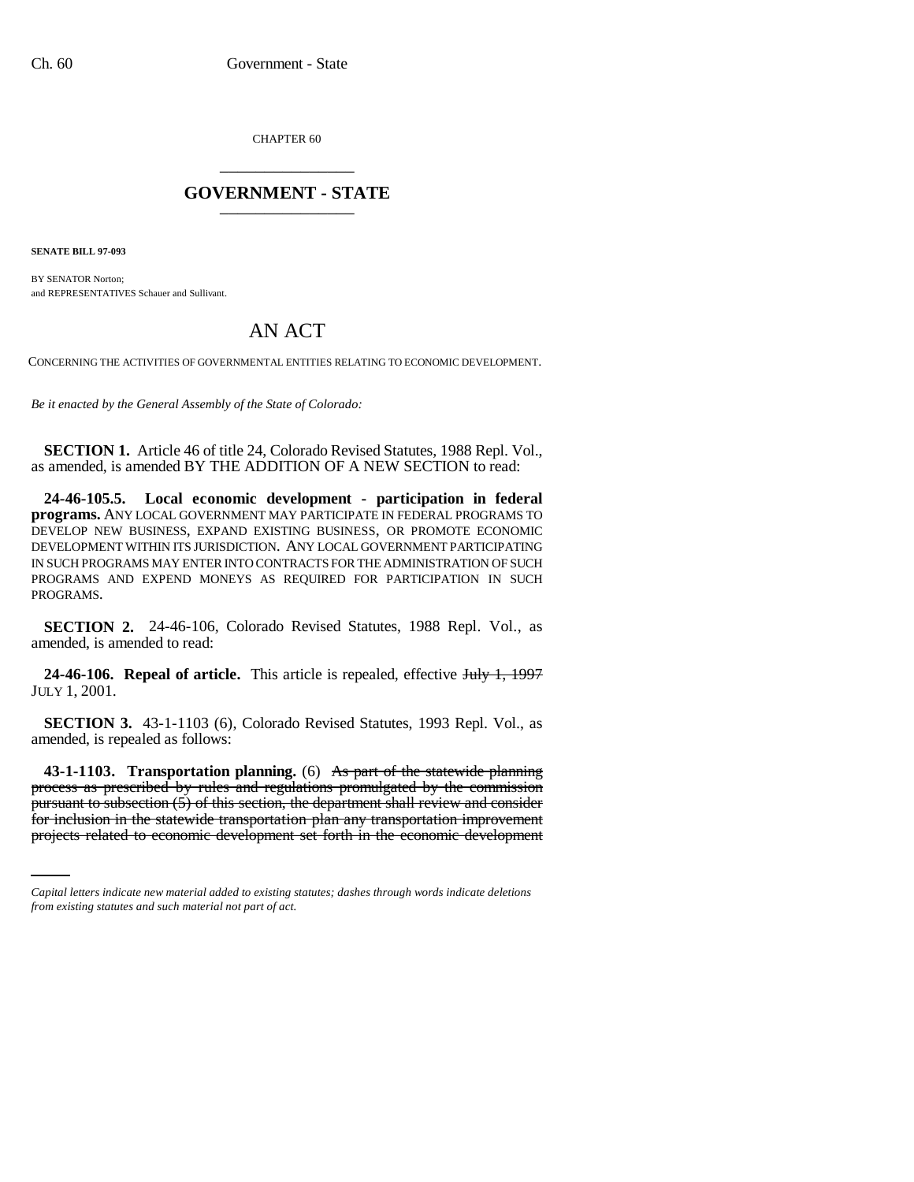CHAPTER 60

\_\_\_\_\_\_\_\_\_\_\_\_\_\_\_\_\_\_\_\_\_\_\_\_

## GOVERNMENT - STATE

\_\_\_\_\_\_\_\_\_\_\_\_\_\_\_\_\_\_\_\_\_\_\_\_

**SENATE BILL 97-093**

BY SENATOR Norton;
and REPRESENTATIVES Schauer and Sullivant.

# AN ACT

CONCERNING THE ACTIVITIES OF GOVERNMENTAL ENTITIES RELATING TO ECONOMIC DEVELOPMENT.

*Be it enacted by the General Assembly of the State of Colorado:*

**SECTION 1.** Article 46 of title 24, Colorado Revised Statutes, 1988 Repl. Vol., as amended, is amended BY THE ADDITION OF A NEW SECTION to read:

**24-46-105.5. Local economic development - participation in federal programs.** ANY LOCAL GOVERNMENT MAY PARTICIPATE IN FEDERAL PROGRAMS TO DEVELOP NEW BUSINESS, EXPAND EXISTING BUSINESS, OR PROMOTE ECONOMIC DEVELOPMENT WITHIN ITS JURISDICTION. ANY LOCAL GOVERNMENT PARTICIPATING IN SUCH PROGRAMS MAY ENTER INTO CONTRACTS FOR THE ADMINISTRATION OF SUCH PROGRAMS AND EXPEND MONEYS AS REQUIRED FOR PARTICIPATION IN SUCH PROGRAMS.

**SECTION 2.** 24-46-106, Colorado Revised Statutes, 1988 Repl. Vol., as amended, is amended to read:

**24-46-106. Repeal of article.** This article is repealed, effective ~~July 1, 1997~~ JULY 1, 2001.

**SECTION 3.** 43-1-1103 (6), Colorado Revised Statutes, 1993 Repl. Vol., as amended, is repealed as follows:

**43-1-1103. Transportation planning.** (6) ~~As part of the statewide planning process as prescribed by rules and regulations promulgated by the commission pursuant to subsection (5) of this section, the department shall review and consider for inclusion in the statewide transportation plan any transportation improvement projects related to economic development set forth in the economic development~~

*Capital letters indicate new material added to existing statutes; dashes through words indicate deletions from existing statutes and such material not part of act.*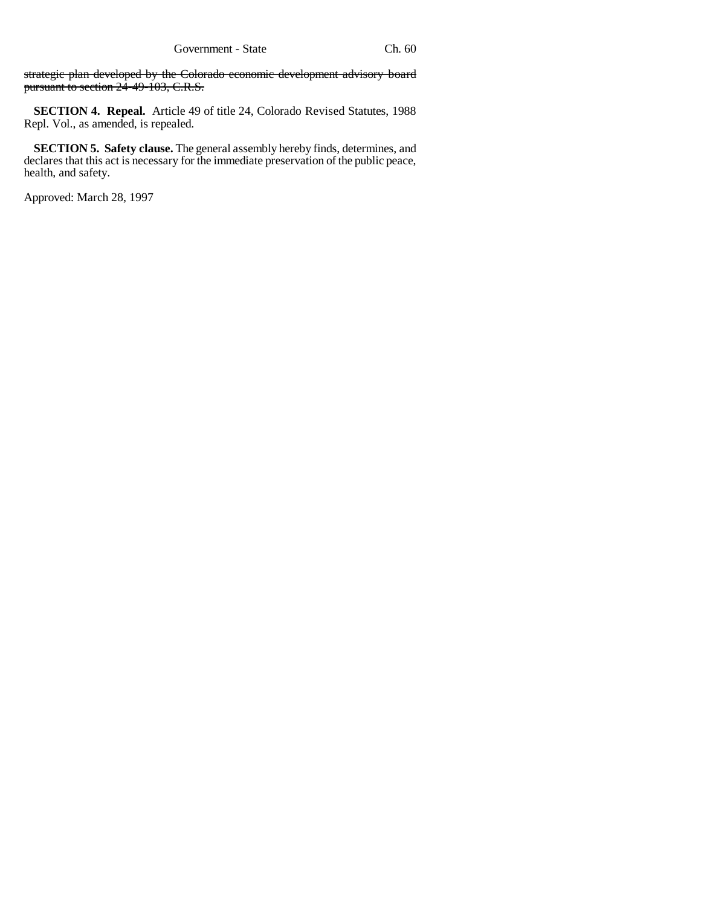~~strategic plan developed by the Colorado economic development advisory board pursuant to section 24-49-103, C.R.S.~~

**SECTION 4. Repeal.** Article 49 of title 24, Colorado Revised Statutes, 1988 Repl. Vol., as amended, is repealed.

**SECTION 5. Safety clause.** The general assembly hereby finds, determines, and declares that this act is necessary for the immediate preservation of the public peace, health, and safety.

Approved: March 28, 1997